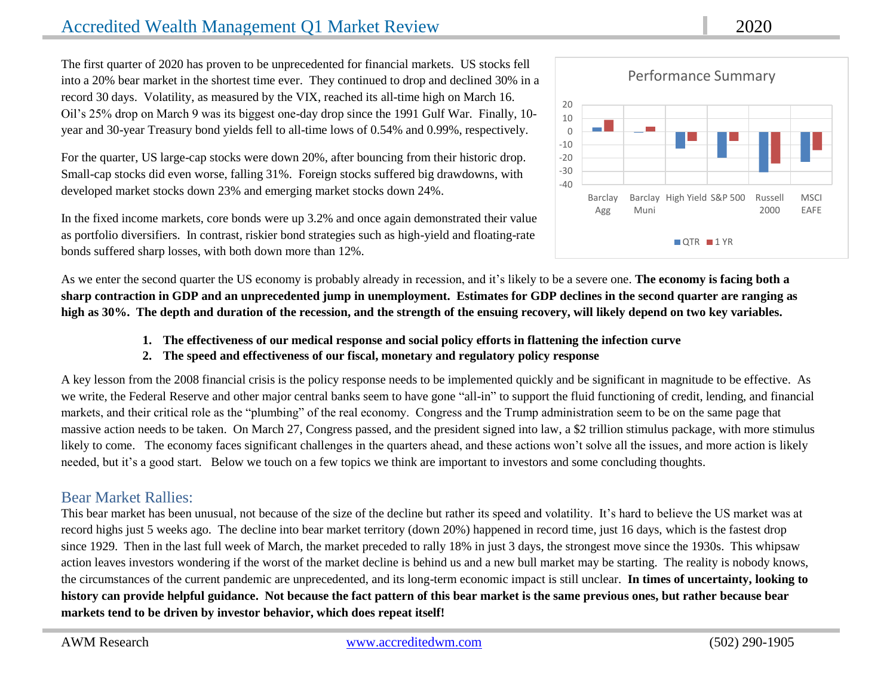# Accredited Wealth Management Q1 Market Review 2020

The first quarter of 2020 has proven to be unprecedented for financial markets. US stocks fell into a 20% bear market in the shortest time ever. They continued to drop and declined 30% in a record 30 days. Volatility, as measured by the VIX, reached its all-time high on March 16. Oil's 25% drop on March 9 was its biggest one-day drop since the 1991 Gulf War. Finally, 10-year and 30-year Treasury bond yields fell to all-time lows of 0.54% and 0.99%, respectively.

For the quarter, US large-cap stocks were down 20%, after bouncing from their historic drop. Small-cap stocks did even worse, falling 31%. Foreign stocks suffered big drawdowns, with developed market stocks down 23% and emerging market stocks down 24%.

In the fixed income markets, core bonds were up 3.2% and once again demonstrated their value as portfolio diversifiers. In contrast, riskier bond strategies such as high-yield and floating-rate bonds suffered sharp losses, with both down more than 12%.

Performance Summary

20
10
0
-10
-20
-30
-40

Barclay Agg
Barclay Muni
High Yield
S&P 500
Russell 2000
MSCI EAFE

QTR
1 YR

As we enter the second quarter the US economy is probably already in recession, and it's likely to be a severe one. **The economy is facing both a sharp contraction in GDP and an unprecedented jump in unemployment. Estimates for GDP declines in the second quarter are ranging as high as 30%. The depth and duration of the recession, and the strength of the ensuing recovery, will likely depend on two key variables.**

1. **The effectiveness of our medical response and social policy efforts in flattening the infection curve**
2. **The speed and effectiveness of our fiscal, monetary and regulatory policy response**

A key lesson from the 2008 financial crisis is the policy response needs to be implemented quickly and be significant in magnitude to be effective. As we write, the Federal Reserve and other major central banks seem to have gone "all-in" to support the fluid functioning of credit, lending, and financial markets, and their critical role as the "plumbing" of the real economy. Congress and the Trump administration seem to be on the same page that massive action needs to be taken. On March 27, Congress passed, and the president signed into law, a $2 trillion stimulus package, with more stimulus likely to come. The economy faces significant challenges in the quarters ahead, and these actions won't solve all the issues, and more action is likely needed, but it's a good start. Below we touch on a few topics we think are important to investors and some concluding thoughts.

## Bear Market Rallies:

This bear market has been unusual, not because of the size of the decline but rather its speed and volatility. It's hard to believe the US market was at record highs just 5 weeks ago. The decline into bear market territory (down 20%) happened in record time, just 16 days, which is the fastest drop since 1929. Then in the last full week of March, the market preceded to rally 18% in just 3 days, the strongest move since the 1930s. This whipsaw action leaves investors wondering if the worst of the market decline is behind us and a new bull market may be starting. The reality is nobody knows, the circumstances of the current pandemic are unprecedented, and its long-term economic impact is still unclear. **In times of uncertainty, looking to history can provide helpful guidance. Not because the fact pattern of this bear market is the same previous ones, but rather because bear markets tend to be driven by investor behavior, which does repeat itself!**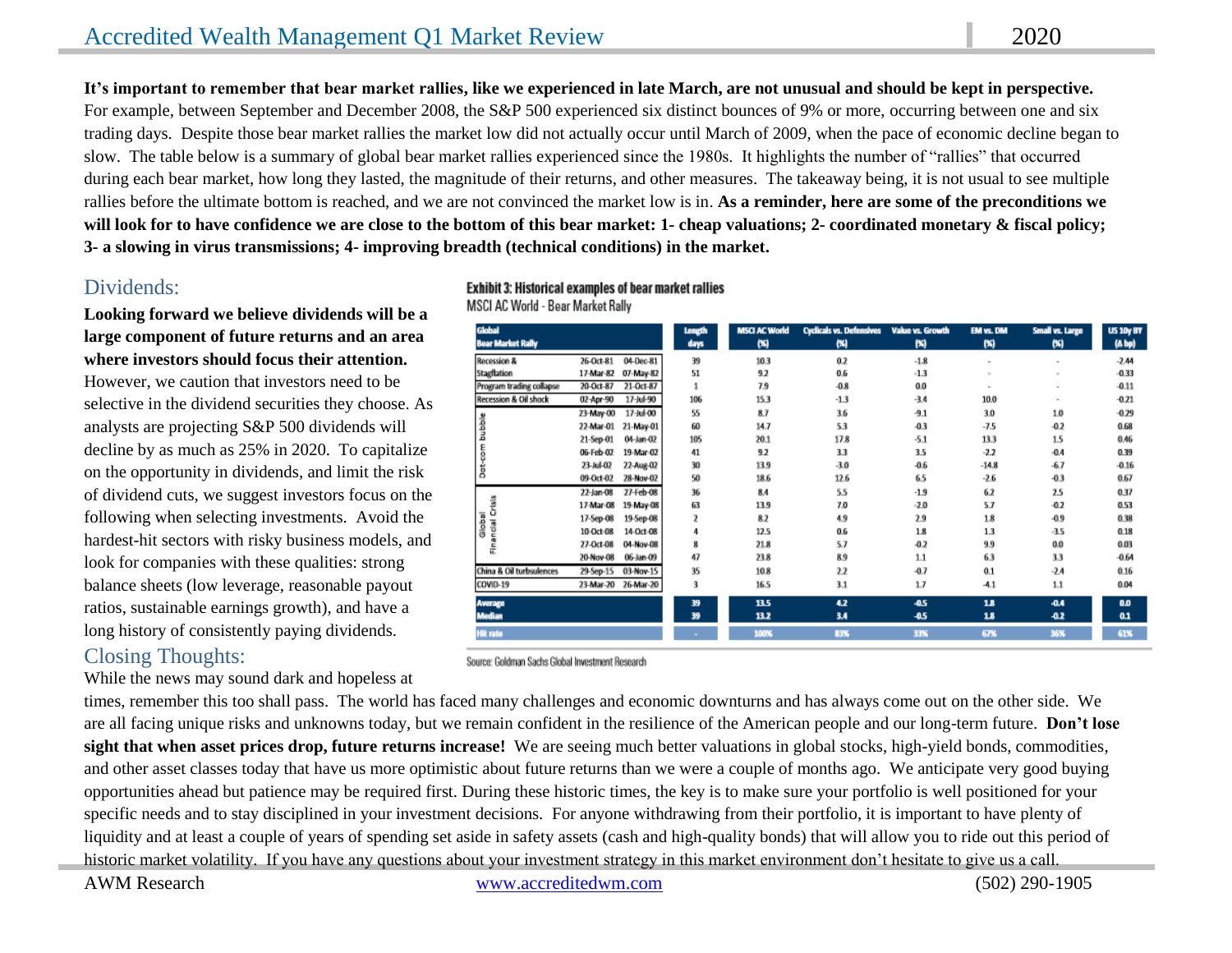**It's important to remember that bear market rallies, like we experienced in late March, are not unusual and should be kept in perspective.** For example, between September and December 2008, the S&P 500 experienced six distinct bounces of 9% or more, occurring between one and six trading days. Despite those bear market rallies the market low did not actually occur until March of 2009, when the pace of economic decline began to slow. The table below is a summary of global bear market rallies experienced since the 1980s. It highlights the number of "rallies" that occurred during each bear market, how long they lasted, the magnitude of their returns, and other measures. The takeaway being, it is not usual to see multiple rallies before the ultimate bottom is reached, and we are not convinced the market low is in. **As a reminder, here are some of the preconditions we will look for to have confidence we are close to the bottom of this bear market: 1- cheap valuations; 2- coordinated monetary & fiscal policy; 3- a slowing in virus transmissions; 4- improving breadth (technical conditions) in the market.**

## Dividends:

**Looking forward we believe dividends will be a large component of future returns and an area where investors should focus their attention.** However, we caution that investors need to be selective in the dividend securities they choose. As analysts are projecting S&P 500 dividends will decline by as much as 25% in 2020. To capitalize on the opportunity in dividends, and limit the risk of dividend cuts, we suggest investors focus on the following when selecting investments. Avoid the hardest-hit sectors with risky business models, and look for companies with these qualities: strong balance sheets (low leverage, reasonable payout ratios, sustainable earnings growth), and have a long history of consistently paying dividends.

**Exhibit 3: Historical examples of bear market rallies**

MSCI ACI World - Bear Market Rally

| Global Bear Market Rally | | | Length days | MSCI AC World (%) | Cyclicals vs. Defensives (%) | Value vs. Growth (%) | EM vs. DM (%) | Small vs. Large (%) | US 10y BY (Δ bp) |
|---|---|---|---|---|---|---|---|---|---|
| Recession & | 26-Oct-81 | 04-Dec-81 | 39 | 10.3 | 0.2 | -1.8 | - | - | -2.44 |
| Stagflation | 17-Mar-82 | 07-May-82 | 51 | 9.2 | 0.6 | -1.3 | - | - | -0.33 |
| Program trading collapse | 20-Oct-87 | 21-Oct-87 | 1 | 7.9 | -0.8 | 0.0 | - | - | -0.11 |
| Recession & Oil shock | 02-Apr-90 | 17-Jul-90 | 106 | 15.3 | -1.3 | -3.4 | 10.0 | - | -0.21 |
| Dot-com bubble | 23-May-00 | 17-Jul-00 | 55 | 8.7 | 3.6 | -9.1 | 3.0 | 1.0 | -0.29 |
| | 22-Mar-01 | 21-May-01 | 60 | 14.7 | 5.3 | -0.3 | -7.5 | -0.2 | 0.68 |
| | 21-Sep-01 | 04-Jan-02 | 105 | 20.1 | 17.8 | -5.1 | 13.3 | 1.5 | 0.46 |
| | 06-Feb-02 | 19-Mar-02 | 41 | 9.2 | 3.3 | 3.5 | -2.2 | -0.4 | 0.39 |
| | 23-Jul-02 | 22-Aug-02 | 30 | 13.9 | -3.0 | -0.6 | -14.8 | -6.7 | -0.16 |
| | 09-Oct-02 | 28-Nov-02 | 50 | 18.6 | 12.6 | 6.5 | -2.6 | -0.3 | 0.67 |
| Global Financial Crisis | 22-Jan-08 | 27-Feb-08 | 36 | 8.4 | 5.5 | -1.9 | 6.2 | 2.5 | 0.37 |
| | 17-Mar-08 | 19-May-08 | 63 | 13.9 | 7.0 | -2.0 | 5.7 | -0.2 | 0.53 |
| | 17-Sep-08 | 19-Sep-08 | 2 | 8.2 | 4.9 | 2.9 | 1.8 | -0.9 | 0.38 |
| | 10-Oct-08 | 14-Oct-08 | 4 | 12.5 | 0.6 | 1.8 | 1.3 | -3.5 | 0.18 |
| | 27-Oct-08 | 04-Nov-08 | 8 | 21.8 | 5.7 | -0.2 | 9.9 | 0.0 | 0.03 |
| | 20-Nov-08 | 06-Jan-09 | 47 | 23.8 | 8.9 | 1.1 | 6.3 | 3.3 | -0.64 |
| China & Oil turbulences | 29-Sep-15 | 03-Nov-15 | 35 | 10.8 | 2.2 | -0.7 | 0.1 | -2.4 | 0.16 |
| COVID-19 | 23-Mar-20 | 26-Mar-20 | 3 | 16.5 | 3.1 | 1.7 | -4.1 | 1.1 | 0.04 |
| Average | | | 39 | 13.5 | 4.2 | -0.5 | 1.8 | -0.4 | 0.0 |
| Median | | | 39 | 13.2 | 3.4 | -0.5 | 1.8 | -0.2 | 0.1 |
| Hit rate | | | - | 100% | 83% | 33% | 67% | 36% | 61% |

Source: Goldman Sachs Global Investment Research

## Closing Thoughts:

While the news may sound dark and hopeless at times, remember this too shall pass. The world has faced many challenges and economic downturns and has always come out on the other side. We are all facing unique risks and unknowns today, but we remain confident in the resilience of the American people and our long-term future. **Don't lose sight that when asset prices drop, future returns increase!** We are seeing much better valuations in global stocks, high-yield bonds, commodities, and other asset classes today that have us more optimistic about future returns than we were a couple of months ago. We anticipate very good buying opportunities ahead but patience may be required first. During these historic times, the key is to make sure your portfolio is well positioned for your specific needs and to stay disciplined in your investment decisions. For anyone withdrawing from their portfolio, it is important to have plenty of liquidity and at least a couple of years of spending set aside in safety assets (cash and high-quality bonds) that will allow you to ride out this period of historic market volatility. If you have any questions about your investment strategy in this market environment don't hesitate to give us a call.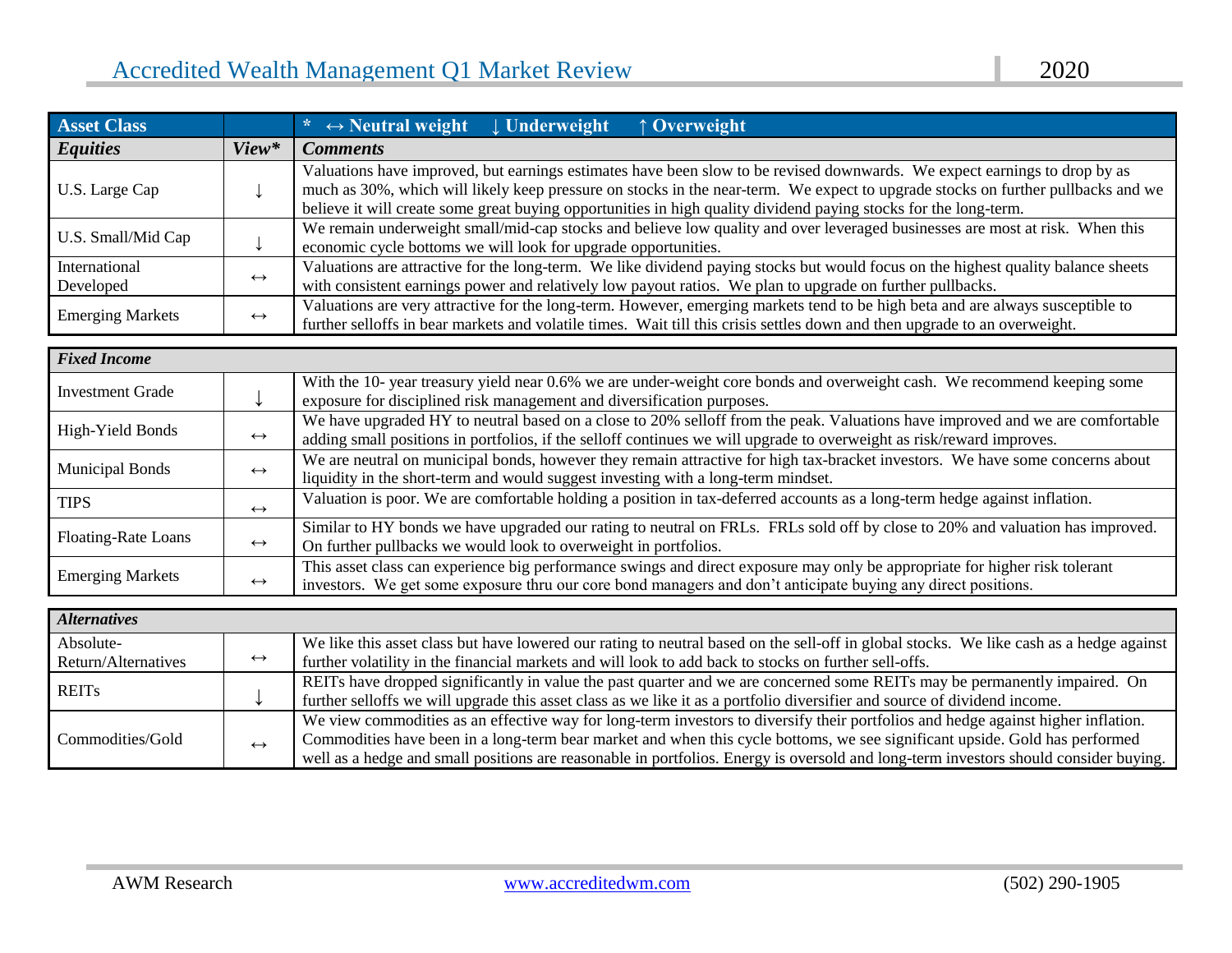| Asset Class | | * ↔ Neutral weight ↓ Underweight ↑ Overweight |
|---|---|---|
| ***Equities*** | ***View**** | ***Comments*** |
| U.S. Large Cap | ↓ | Valuations have improved, but earnings estimates have been slow to be revised downwards. We expect earnings to drop by as much as 30%, which will likely keep pressure on stocks in the near-term. We expect to upgrade stocks on further pullbacks and we believe it will create some great buying opportunities in high quality dividend paying stocks for the long-term. |
| U.S. Small/Mid Cap | ↓ | We remain underweight small/mid-cap stocks and believe low quality and over leveraged businesses are most at risk. When this economic cycle bottoms we will look for upgrade opportunities. |
| International Developed | ↔ | Valuations are attractive for the long-term. We like dividend paying stocks but would focus on the highest quality balance sheets with consistent earnings power and relatively low payout ratios. We plan to upgrade on further pullbacks. |
| Emerging Markets | ↔ | Valuations are very attractive for the long-term. However, emerging markets tend to be high beta and are always susceptible to further selloffs in bear markets and volatile times. Wait till this crisis settles down and then upgrade to an overweight. |
| ***Fixed Income*** | | |
| Investment Grade | ↓ | With the 10- year treasury yield near 0.6% we are under-weight core bonds and overweight cash. We recommend keeping some exposure for disciplined risk management and diversification purposes. |
| High-Yield Bonds | ↔ | We have upgraded HY to neutral based on a close to 20% selloff from the peak. Valuations have improved and we are comfortable adding small positions in portfolios, if the selloff continues we will upgrade to overweight as risk/reward improves. |
| Municipal Bonds | ↔ | We are neutral on municipal bonds, however they remain attractive for high tax-bracket investors. We have some concerns about liquidity in the short-term and would suggest investing with a long-term mindset. |
| TIPS | ↔ | Valuation is poor. We are comfortable holding a position in tax-deferred accounts as a long-term hedge against inflation. |
| Floating-Rate Loans | ↔ | Similar to HY bonds we have upgraded our rating to neutral on FRLs. FRLs sold off by close to 20% and valuation has improved. On further pullbacks we would look to overweight in portfolios. |
| Emerging Markets | ↔ | This asset class can experience big performance swings and direct exposure may only be appropriate for higher risk tolerant investors. We get some exposure thru our core bond managers and don't anticipate buying any direct positions. |
| ***Alternatives*** | | |
| Absolute-Return/Alternatives | ↔ | We like this asset class but have lowered our rating to neutral based on the sell-off in global stocks. We like cash as a hedge against further volatility in the financial markets and will look to add back to stocks on further sell-offs. |
| REITs | ↓ | REITs have dropped significantly in value the past quarter and we are concerned some REITs may be permanently impaired. On further selloffs we will upgrade this asset class as we like it as a portfolio diversifier and source of dividend income. |
| Commodities/Gold | ↔ | We view commodities as an effective way for long-term investors to diversify their portfolios and hedge against higher inflation. Commodities have been in a long-term bear market and when this cycle bottoms, we see significant upside. Gold has performed well as a hedge and small positions are reasonable in portfolios. Energy is oversold and long-term investors should consider buying. |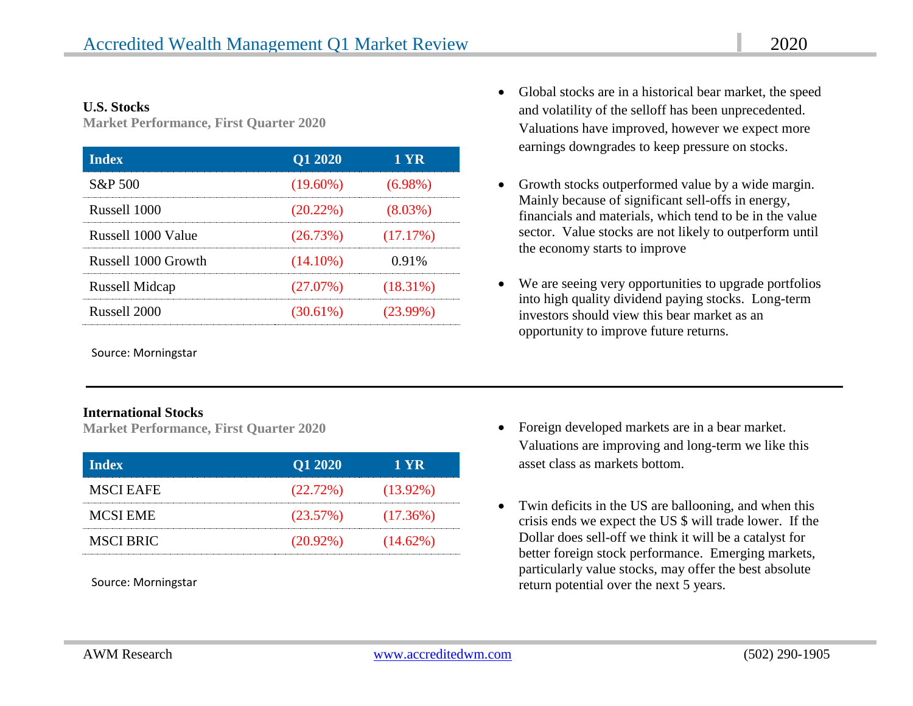**U.S. Stocks**

**Market Performance, First Quarter 2020**

| Index | Q1 2020 | 1 YR |
|---|---|---|
| S&P 500 | (19.60%) | (6.98%) |
| Russell 1000 | (20.22%) | (8.03%) |
| Russell 1000 Value | (26.73%) | (17.17%) |
| Russell 1000 Growth | (14.10%) | 0.91% |
| Russell Midcap | (27.07%) | (18.31%) |
| Russell 2000 | (30.61%) | (23.99%) |

Source: Morningstar

- Global stocks are in a historical bear market, the speed and volatility of the selloff has been unprecedented. Valuations have improved, however we expect more earnings downgrades to keep pressure on stocks.
- Growth stocks outperformed value by a wide margin. Mainly because of significant sell-offs in energy, financials and materials, which tend to be in the value sector. Value stocks are not likely to outperform until the economy starts to improve
- We are seeing very opportunities to upgrade portfolios into high quality dividend paying stocks. Long-term investors should view this bear market as an opportunity to improve future returns.

---

**International Stocks**

**Market Performance, First Quarter 2020**

| Index | Q1 2020 | 1 YR |
|---|---|---|
| MSCI EAFE | (22.72%) | (13.92%) |
| MCSI EME | (23.57%) | (17.36%) |
| MSCI BRIC | (20.92%) | (14.62%) |

Source: Morningstar

- Foreign developed markets are in a bear market. Valuations are improving and long-term we like this asset class as markets bottom.
- Twin deficits in the US are ballooning, and when this crisis ends we expect the US $ will trade lower. If the Dollar does sell-off we think it will be a catalyst for better foreign stock performance. Emerging markets, particularly value stocks, may offer the best absolute return potential over the next 5 years.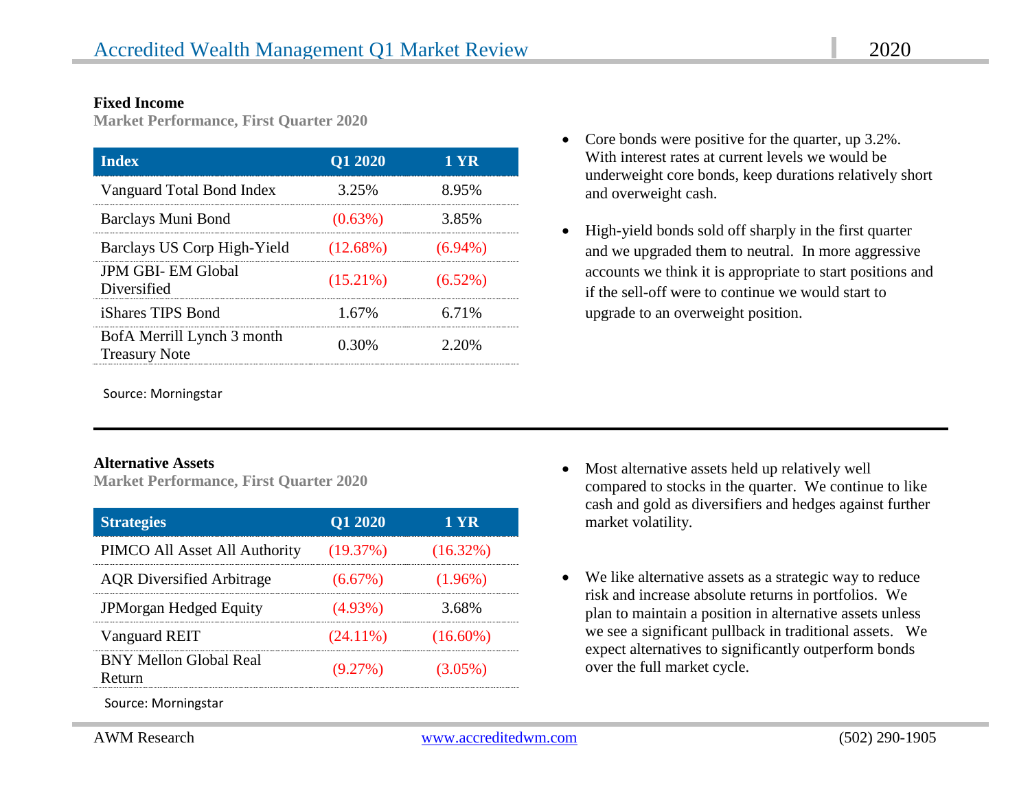### Fixed Income

**Market Performance, First Quarter 2020**

| Index | Q1 2020 | 1 YR |
|---|---|---|
| Vanguard Total Bond Index | 3.25% | 8.95% |
| Barclays Muni Bond | (0.63%) | 3.85% |
| Barclays US Corp High-Yield | (12.68%) | (6.94%) |
| JPM GBI- EM Global Diversified | (15.21%) | (6.52%) |
| iShares TIPS Bond | 1.67% | 6.71% |
| BofA Merrill Lynch 3 month Treasury Note | 0.30% | 2.20% |

Source: Morningstar

- Core bonds were positive for the quarter, up 3.2%. With interest rates at current levels we would be underweight core bonds, keep durations relatively short and overweight cash.
- High-yield bonds sold off sharply in the first quarter and we upgraded them to neutral. In more aggressive accounts we think it is appropriate to start positions and if the sell-off were to continue we would start to upgrade to an overweight position.

### Alternative Assets

**Market Performance, First Quarter 2020**

| Strategies | Q1 2020 | 1 YR |
|---|---|---|
| PIMCO All Asset All Authority | (19.37%) | (16.32%) |
| AQR Diversified Arbitrage | (6.67%) | (1.96%) |
| JPMorgan Hedged Equity | (4.93%) | 3.68% |
| Vanguard REIT | (24.11%) | (16.60%) |
| BNY Mellon Global Real Return | (9.27%) | (3.05%) |

Source: Morningstar

- Most alternative assets held up relatively well compared to stocks in the quarter. We continue to like cash and gold as diversifiers and hedges against further market volatility.
- We like alternative assets as a strategic way to reduce risk and increase absolute returns in portfolios. We plan to maintain a position in alternative assets unless we see a significant pullback in traditional assets. We expect alternatives to significantly outperform bonds over the full market cycle.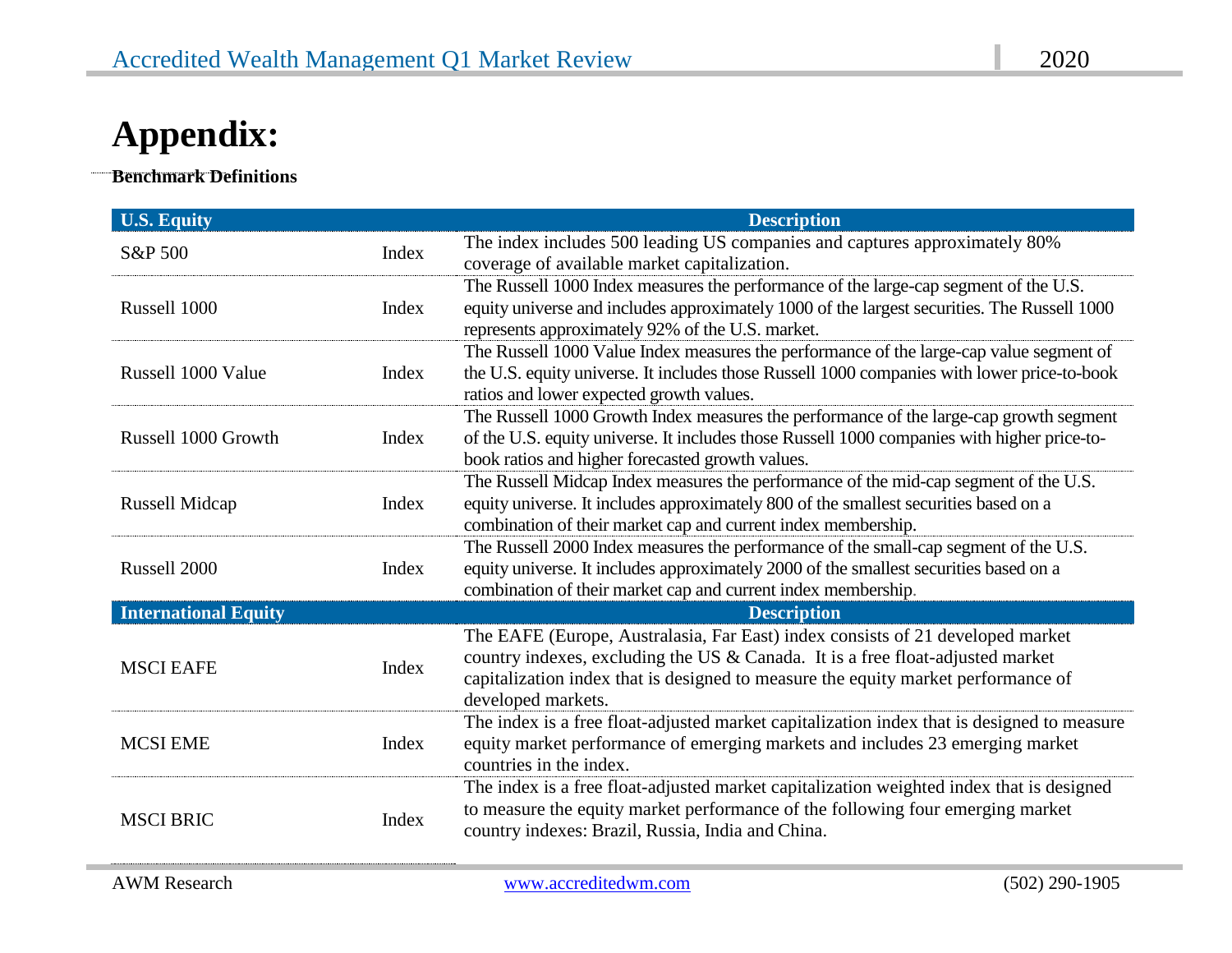# Appendix:

**Benchmark Definitions**

| U.S. Equity | | Description |
|---|---|---|
| S&P 500 | Index | The index includes 500 leading US companies and captures approximately 80% coverage of available market capitalization. |
| Russell 1000 | Index | The Russell 1000 Index measures the performance of the large-cap segment of the U.S. equity universe and includes approximately 1000 of the largest securities. The Russell 1000 represents approximately 92% of the U.S. market. |
| Russell 1000 Value | Index | The Russell 1000 Value Index measures the performance of the large-cap value segment of the U.S. equity universe. It includes those Russell 1000 companies with lower price-to-book ratios and lower expected growth values. |
| Russell 1000 Growth | Index | The Russell 1000 Growth Index measures the performance of the large-cap growth segment of the U.S. equity universe. It includes those Russell 1000 companies with higher price-to-book ratios and higher forecasted growth values. |
| Russell Midcap | Index | The Russell Midcap Index measures the performance of the mid-cap segment of the U.S. equity universe. It includes approximately 800 of the smallest securities based on a combination of their market cap and current index membership. |
| Russell 2000 | Index | The Russell 2000 Index measures the performance of the small-cap segment of the U.S. equity universe. It includes approximately 2000 of the smallest securities based on a combination of their market cap and current index membership. |
| **International Equity** | | **Description** |
| MSCI EAFE | Index | The EAFE (Europe, Australasia, Far East) index consists of 21 developed market country indexes, excluding the US & Canada. It is a free float-adjusted market capitalization index that is designed to measure the equity market performance of developed markets. |
| MCSI EME | Index | The index is a free float-adjusted market capitalization index that is designed to measure equity market performance of emerging markets and includes 23 emerging market countries in the index. |
| MSCI BRIC | Index | The index is a free float-adjusted market capitalization weighted index that is designed to measure the equity market performance of the following four emerging market country indexes: Brazil, Russia, India and China. |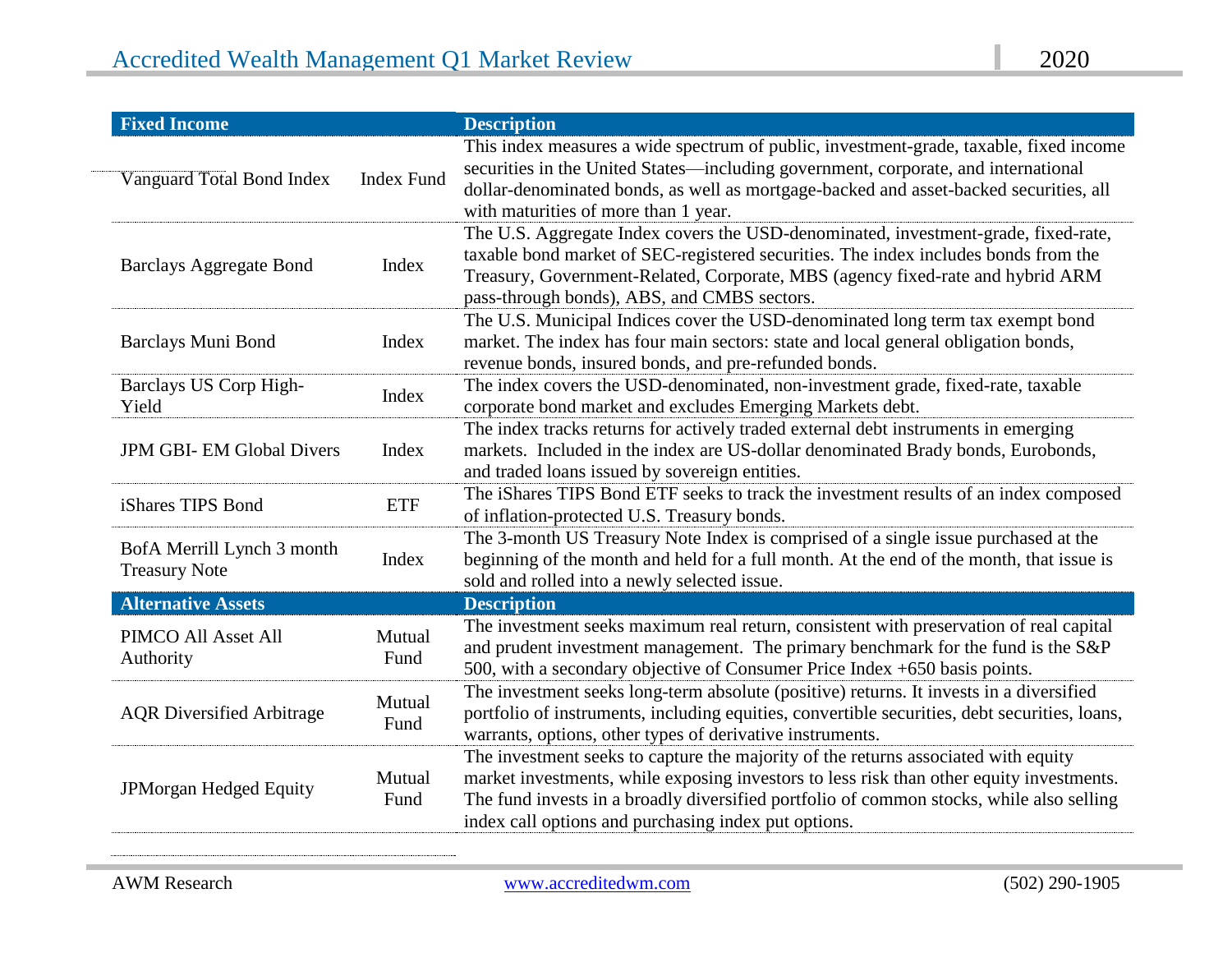| Fixed Income | | Description |
|---|---|---|
| Vanguard Total Bond Index | Index Fund | This index measures a wide spectrum of public, investment-grade, taxable, fixed income securities in the United States—including government, corporate, and international dollar-denominated bonds, as well as mortgage-backed and asset-backed securities, all with maturities of more than 1 year. |
| Barclays Aggregate Bond | Index | The U.S. Aggregate Index covers the USD-denominated, investment-grade, fixed-rate, taxable bond market of SEC-registered securities. The index includes bonds from the Treasury, Government-Related, Corporate, MBS (agency fixed-rate and hybrid ARM pass-through bonds), ABS, and CMBS sectors. |
| Barclays Muni Bond | Index | The U.S. Municipal Indices cover the USD-denominated long term tax exempt bond market. The index has four main sectors: state and local general obligation bonds, revenue bonds, insured bonds, and pre-refunded bonds. |
| Barclays US Corp High-Yield | Index | The index covers the USD-denominated, non-investment grade, fixed-rate, taxable corporate bond market and excludes Emerging Markets debt. |
| JPM GBI- EM Global Divers | Index | The index tracks returns for actively traded external debt instruments in emerging markets. Included in the index are US-dollar denominated Brady bonds, Eurobonds, and traded loans issued by sovereign entities. |
| iShares TIPS Bond | ETF | The iShares TIPS Bond ETF seeks to track the investment results of an index composed of inflation-protected U.S. Treasury bonds. |
| BofA Merrill Lynch 3 month Treasury Note | Index | The 3-month US Treasury Note Index is comprised of a single issue purchased at the beginning of the month and held for a full month. At the end of the month, that issue is sold and rolled into a newly selected issue. |
| **Alternative Assets** | | **Description** |
| PIMCO All Asset All Authority | Mutual Fund | The investment seeks maximum real return, consistent with preservation of real capital and prudent investment management. The primary benchmark for the fund is the S&P 500, with a secondary objective of Consumer Price Index +650 basis points. |
| AQR Diversified Arbitrage | Mutual Fund | The investment seeks long-term absolute (positive) returns. It invests in a diversified portfolio of instruments, including equities, convertible securities, debt securities, loans, warrants, options, other types of derivative instruments. |
| JPMorgan Hedged Equity | Mutual Fund | The investment seeks to capture the majority of the returns associated with equity market investments, while exposing investors to less risk than other equity investments. The fund invests in a broadly diversified portfolio of common stocks, while also selling index call options and purchasing index put options. |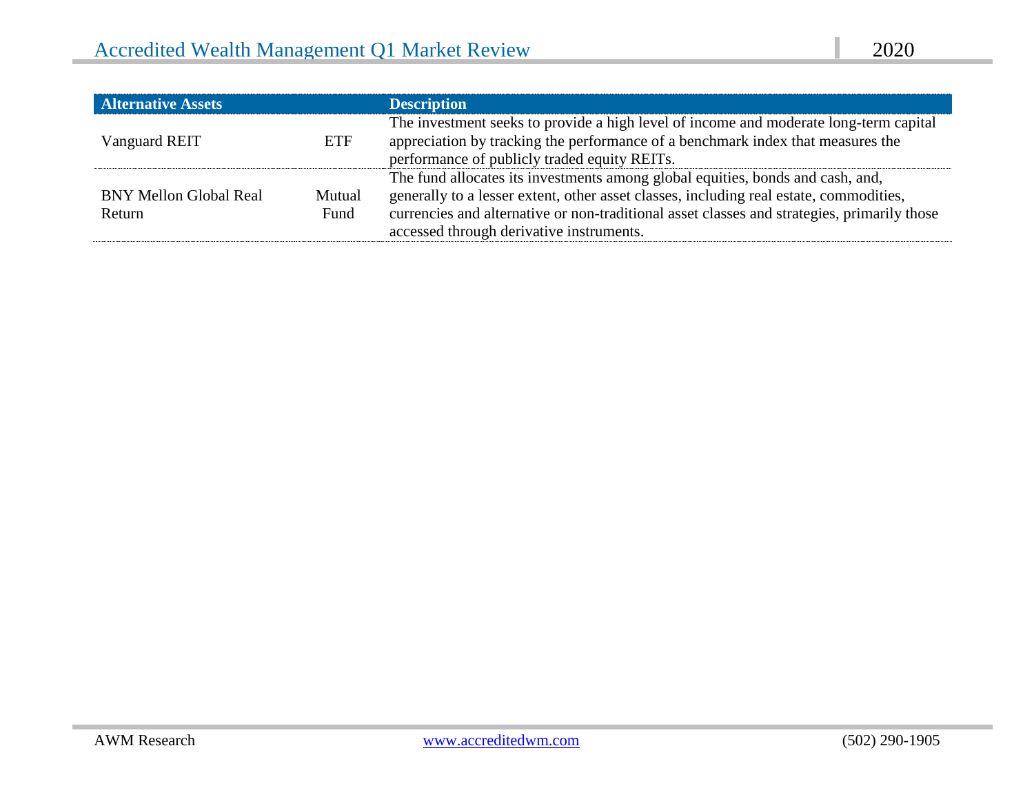| Alternative Assets | | Description |
|---|---|---|
| Vanguard REIT | ETF | The investment seeks to provide a high level of income and moderate long-term capital appreciation by tracking the performance of a benchmark index that measures the performance of publicly traded equity REITs. |
| BNY Mellon Global Real Return | Mutual Fund | The fund allocates its investments among global equities, bonds and cash, and, generally to a lesser extent, other asset classes, including real estate, commodities, currencies and alternative or non-traditional asset classes and strategies, primarily those accessed through derivative instruments. |